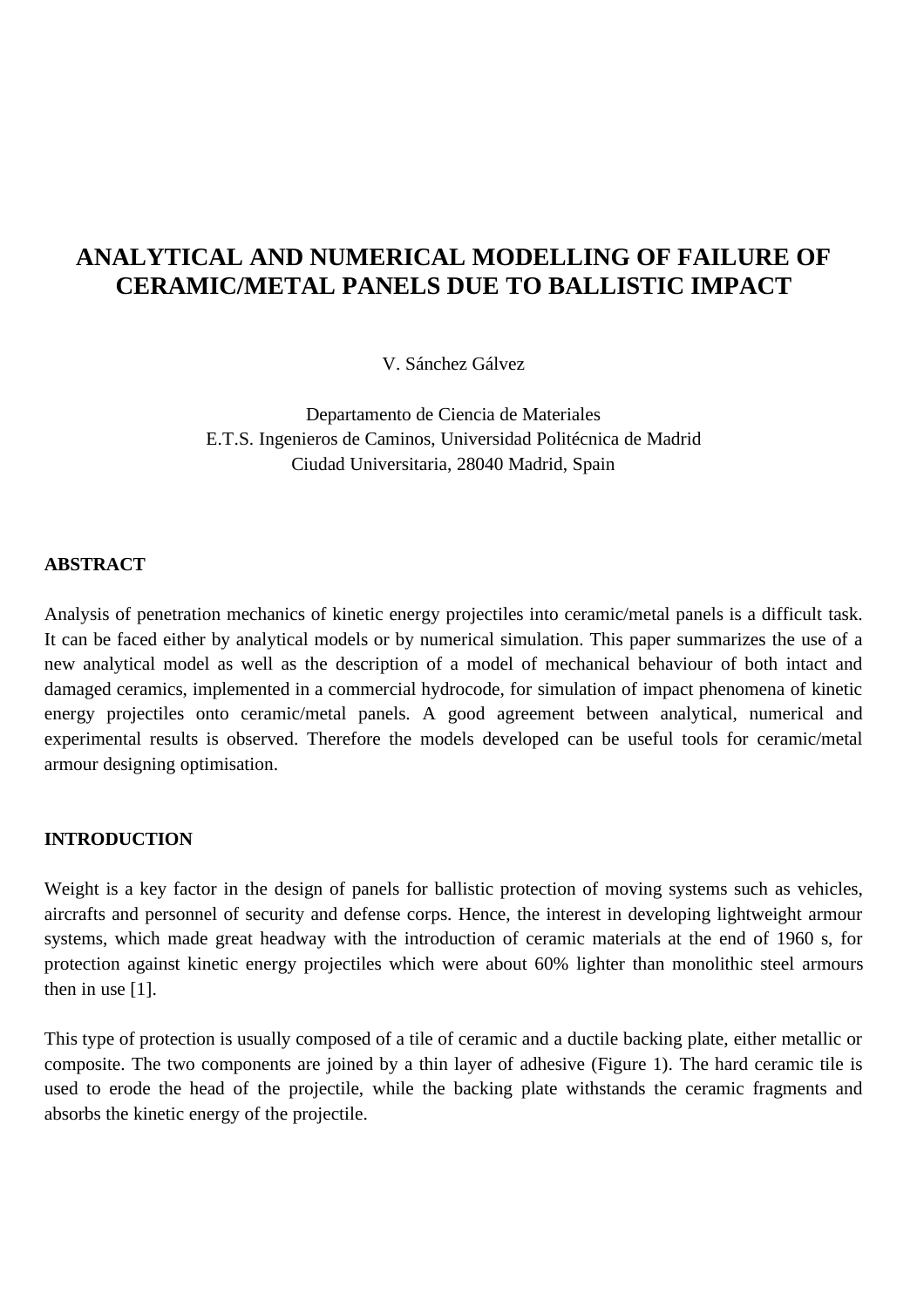# ANALYTICAL AND NUMERICAL MODELLING OF FAILURE OF CERAMIC/METAL PANELS DUE TO BALLISTIC IMPACT

V. Sánchez Gálvez

Departamento de Ciencia de Materiales
E.T.S. Ingenieros de Caminos, Universidad Politécnica de Madrid
Ciudad Universitaria, 28040 Madrid, Spain

## ABSTRACT

Analysis of penetration mechanics of kinetic energy projectiles into ceramic/metal panels is a difficult task. It can be faced either by analytical models or by numerical simulation. This paper summarizes the use of a new analytical model as well as the description of a model of mechanical behaviour of both intact and damaged ceramics, implemented in a commercial hydrocode, for simulation of impact phenomena of kinetic energy projectiles onto ceramic/metal panels. A good agreement between analytical, numerical and experimental results is observed. Therefore the models developed can be useful tools for ceramic/metal armour designing optimisation.

## INTRODUCTION

Weight is a key factor in the design of panels for ballistic protection of moving systems such as vehicles, aircrafts and personnel of security and defense corps. Hence, the interest in developing lightweight armour systems, which made great headway with the introduction of ceramic materials at the end of 1960 s, for protection against kinetic energy projectiles which were about 60% lighter than monolithic steel armours then in use [1].

This type of protection is usually composed of a tile of ceramic and a ductile backing plate, either metallic or composite. The two components are joined by a thin layer of adhesive (Figure 1). The hard ceramic tile is used to erode the head of the projectile, while the backing plate withstands the ceramic fragments and absorbs the kinetic energy of the projectile.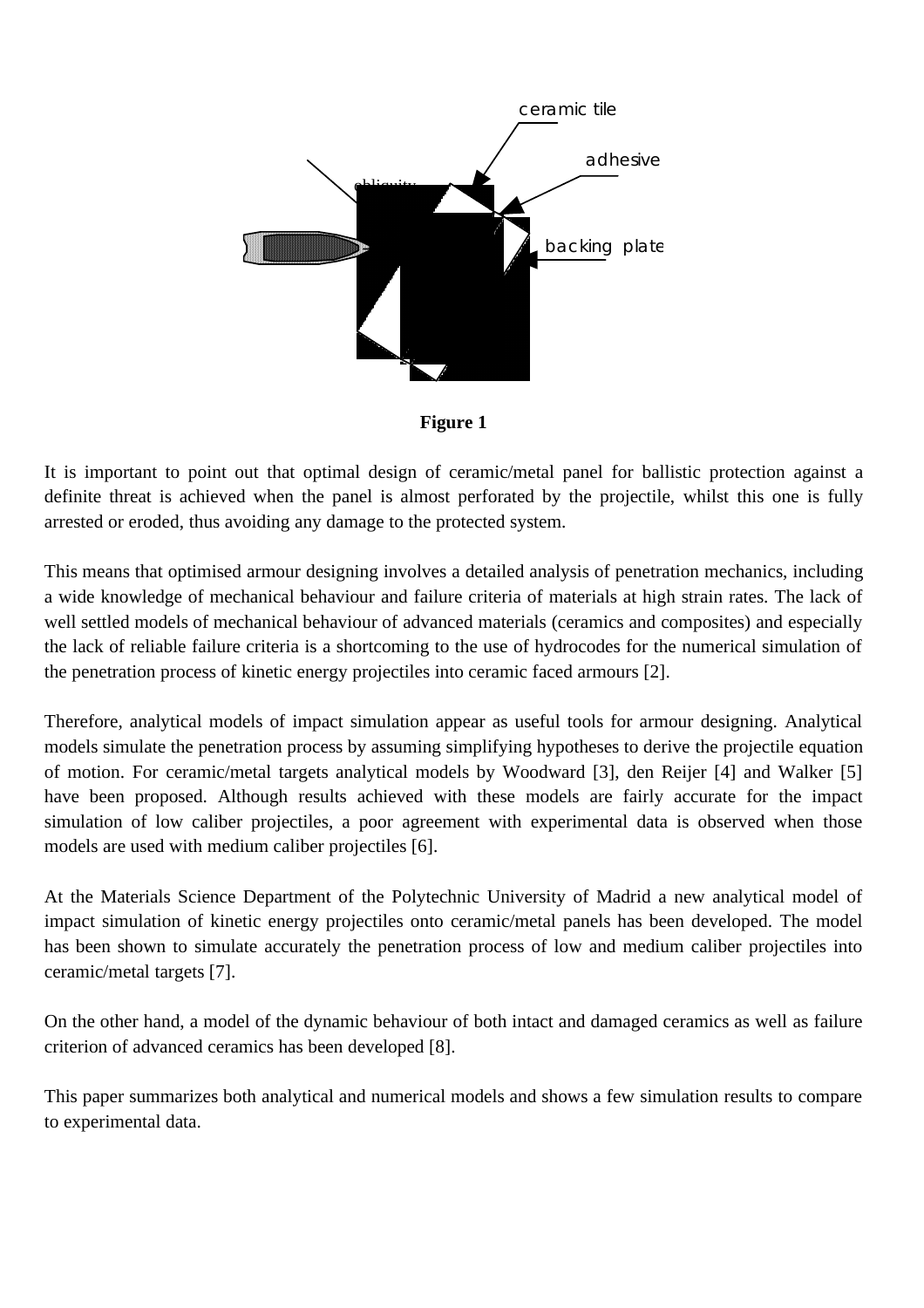ceramic tile

adhesive

obliquity

backing plate

**Figure 1**

It is important to point out that optimal design of ceramic/metal panel for ballistic protection against a definite threat is achieved when the panel is almost perforated by the projectile, whilst this one is fully arrested or eroded, thus avoiding any damage to the protected system.

This means that optimised armour designing involves a detailed analysis of penetration mechanics, including a wide knowledge of mechanical behaviour and failure criteria of materials at high strain rates. The lack of well settled models of mechanical behaviour of advanced materials (ceramics and composites) and especially the lack of reliable failure criteria is a shortcoming to the use of hydrocodes for the numerical simulation of the penetration process of kinetic energy projectiles into ceramic faced armours [2].

Therefore, analytical models of impact simulation appear as useful tools for armour designing. Analytical models simulate the penetration process by assuming simplifying hypotheses to derive the projectile equation of motion. For ceramic/metal targets analytical models by Woodward [3], den Reijer [4] and Walker [5] have been proposed. Although results achieved with these models are fairly accurate for the impact simulation of low caliber projectiles, a poor agreement with experimental data is observed when those models are used with medium caliber projectiles [6].

At the Materials Science Department of the Polytechnic University of Madrid a new analytical model of impact simulation of kinetic energy projectiles onto ceramic/metal panels has been developed. The model has been shown to simulate accurately the penetration process of low and medium caliber projectiles into ceramic/metal targets [7].

On the other hand, a model of the dynamic behaviour of both intact and damaged ceramics as well as failure criterion of advanced ceramics has been developed [8].

This paper summarizes both analytical and numerical models and shows a few simulation results to compare to experimental data.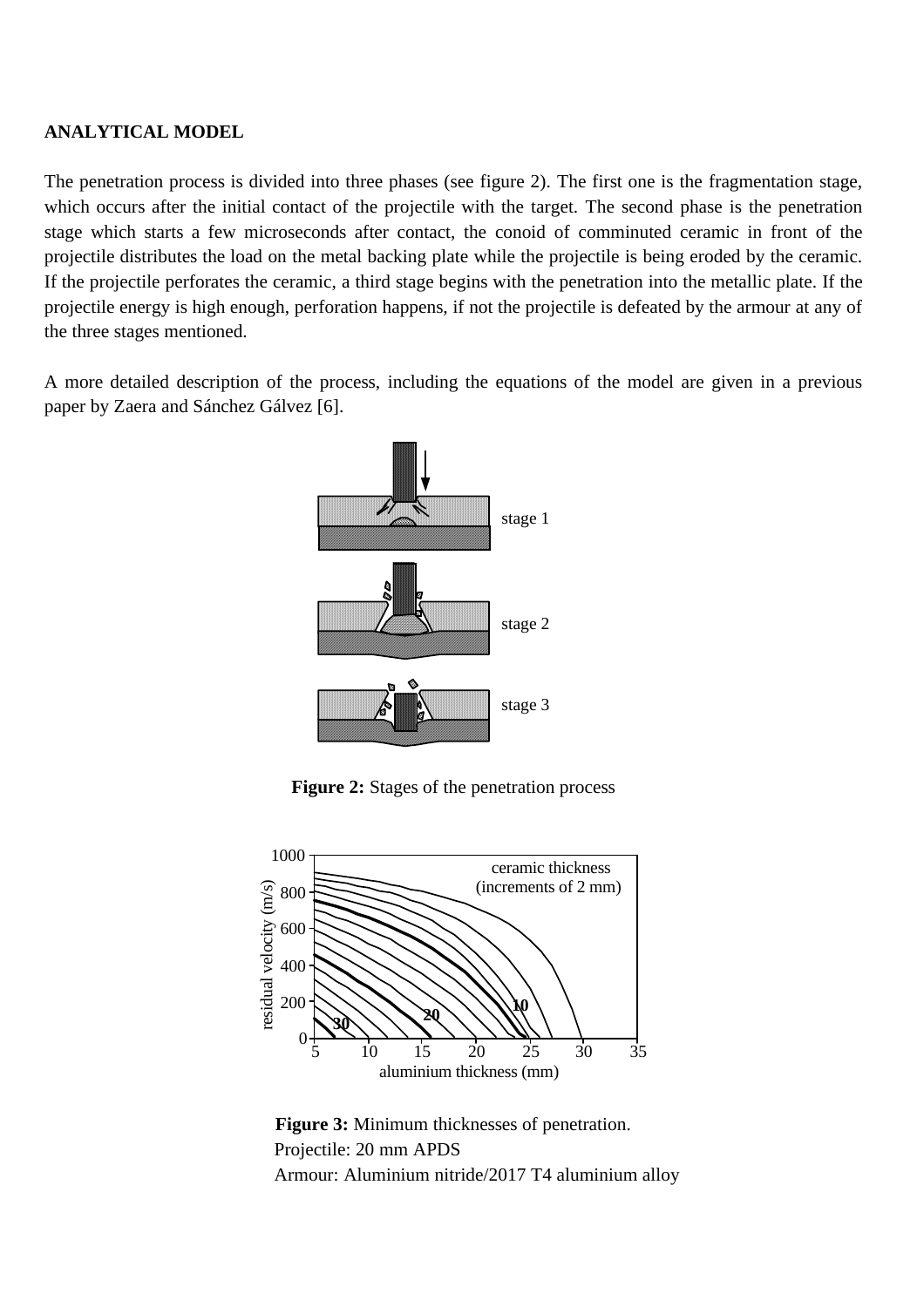## ANALYTICAL MODEL

The penetration process is divided into three phases (see figure 2). The first one is the fragmentation stage, which occurs after the initial contact of the projectile with the target. The second phase is the penetration stage which starts a few microseconds after contact, the conoid of comminuted ceramic in front of the projectile distributes the load on the metal backing plate while the projectile is being eroded by the ceramic. If the projectile perforates the ceramic, a third stage begins with the penetration into the metallic plate. If the projectile energy is high enough, perforation happens, if not the projectile is defeated by the armour at any of the three stages mentioned.

A more detailed description of the process, including the equations of the model are given in a previous paper by Zaera and Sánchez Gálvez [6].

**Figure 2:** Stages of the penetration process

**Figure 3:** Minimum thicknesses of penetration.
Projectile: 20 mm APDS
Armour: Aluminium nitride/2017 T4 aluminium alloy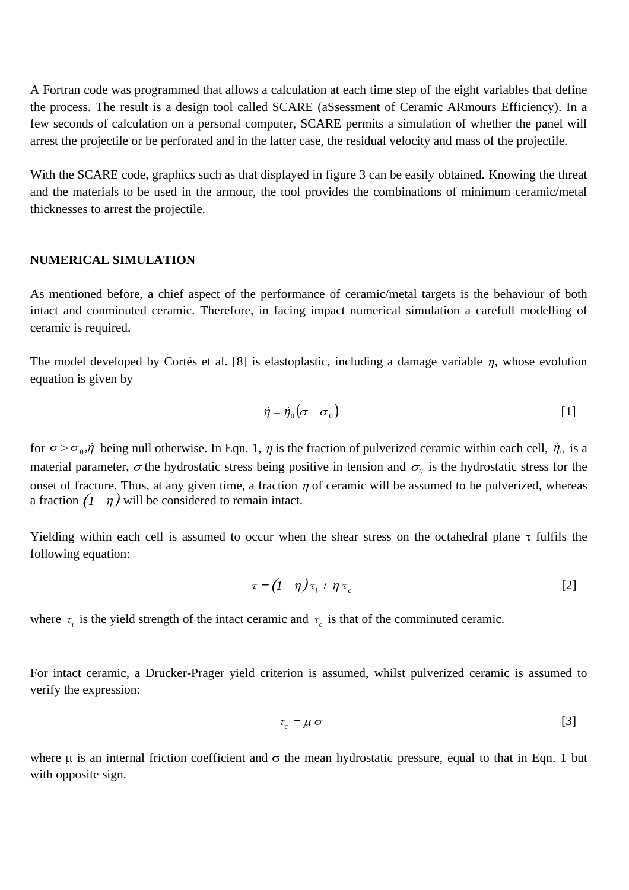A Fortran code was programmed that allows a calculation at each time step of the eight variables that define the process. The result is a design tool called SCARE (aSsessment of Ceramic ARmours Efficiency). In a few seconds of calculation on a personal computer, SCARE permits a simulation of whether the panel will arrest the projectile or be perforated and in the latter case, the residual velocity and mass of the projectile.

With the SCARE code, graphics such as that displayed in figure 3 can be easily obtained. Knowing the threat and the materials to be used in the armour, the tool provides the combinations of minimum ceramic/metal thicknesses to arrest the projectile.

**NUMERICAL SIMULATION**

As mentioned before, a chief aspect of the performance of ceramic/metal targets is the behaviour of both intact and conminuted ceramic. Therefore, in facing impact numerical simulation a carefull modelling of ceramic is required.

The model developed by Cortés et al. [8] is elastoplastic, including a damage variable $\eta$, whose evolution equation is given by

$$\dot{\eta} = \dot{\eta}_0 (\sigma - \sigma_0) \qquad [1]$$

for $\sigma > \sigma_0, \dot{\eta}$ being null otherwise. In Eqn. 1, $\eta$ is the fraction of pulverized ceramic within each cell, $\dot{\eta}_0$ is a material parameter, $\sigma$ the hydrostatic stress being positive in tension and $\sigma_0$ is the hydrostatic stress for the onset of fracture. Thus, at any given time, a fraction $\eta$ of ceramic will be assumed to be pulverized, whereas a fraction $(1-\eta)$ will be considered to remain intact.

Yielding within each cell is assumed to occur when the shear stress on the octahedral plane $\tau$ fulfils the following equation:

$$\tau = (1-\eta)\,\tau_i + \eta\,\tau_c \qquad [2]$$

where $\tau_i$ is the yield strength of the intact ceramic and $\tau_c$ is that of the comminuted ceramic.

For intact ceramic, a Drucker-Prager yield criterion is assumed, whilst pulverized ceramic is assumed to verify the expression:

$$\tau_c = \mu\,\sigma \qquad [3]$$

where $\mu$ is an internal friction coefficient and $\sigma$ the mean hydrostatic pressure, equal to that in Eqn. 1 but with opposite sign.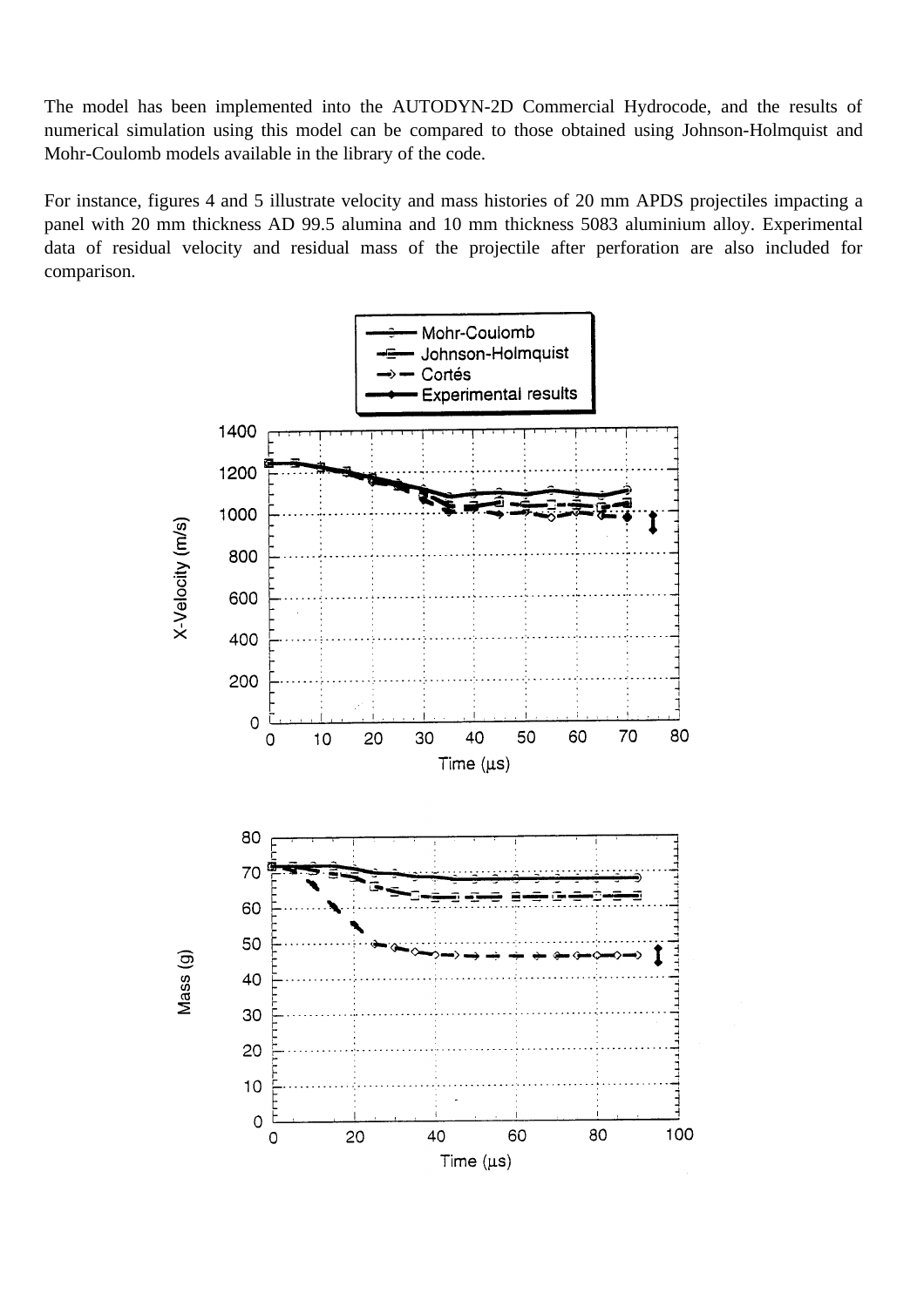The model has been implemented into the AUTODYN-2D Commercial Hydrocode, and the results of numerical simulation using this model can be compared to those obtained using Johnson-Holmquist and Mohr-Coulomb models available in the library of the code.

For instance, figures 4 and 5 illustrate velocity and mass histories of 20 mm APDS projectiles impacting a panel with 20 mm thickness AD 99.5 alumina and 10 mm thickness 5083 aluminium alloy. Experimental data of residual velocity and residual mass of the projectile after perforation are also included for comparison.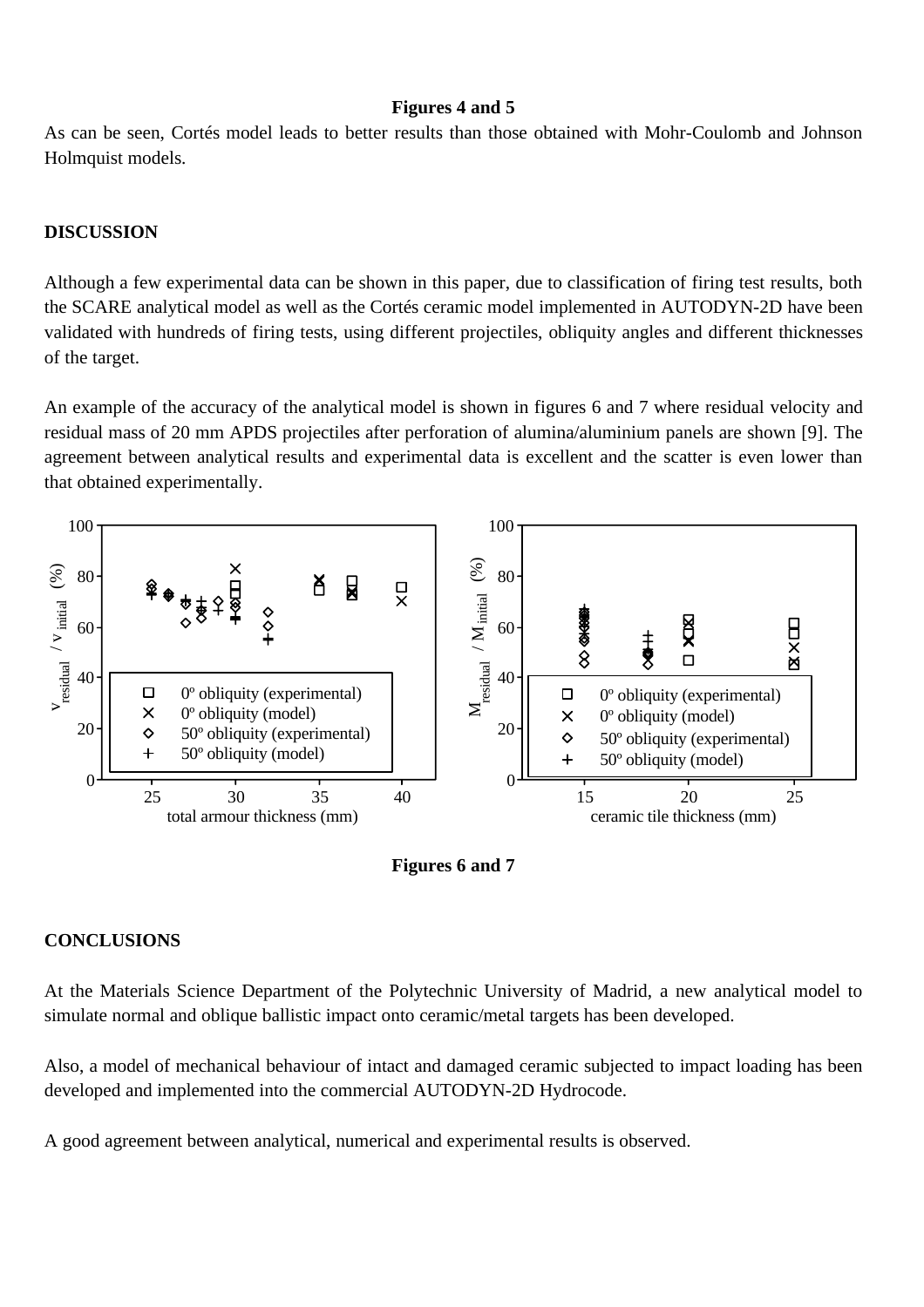**Figures 4 and 5**

As can be seen, Cortés model leads to better results than those obtained with Mohr-Coulomb and Johnson Holmquist models.

## DISCUSSION

Although a few experimental data can be shown in this paper, due to classification of firing test results, both the SCARE analytical model as well as the Cortés ceramic model implemented in AUTODYN-2D have been validated with hundreds of firing tests, using different projectiles, obliquity angles and different thicknesses of the target.

An example of the accuracy of the analytical model is shown in figures 6 and 7 where residual velocity and residual mass of 20 mm APDS projectiles after perforation of alumina/aluminium panels are shown [9]. The agreement between analytical results and experimental data is excellent and the scatter is even lower than that obtained experimentally.

**Figures 6 and 7**

## CONCLUSIONS

At the Materials Science Department of the Polytechnic University of Madrid, a new analytical model to simulate normal and oblique ballistic impact onto ceramic/metal targets has been developed.

Also, a model of mechanical behaviour of intact and damaged ceramic subjected to impact loading has been developed and implemented into the commercial AUTODYN-2D Hydrocode.

A good agreement between analytical, numerical and experimental results is observed.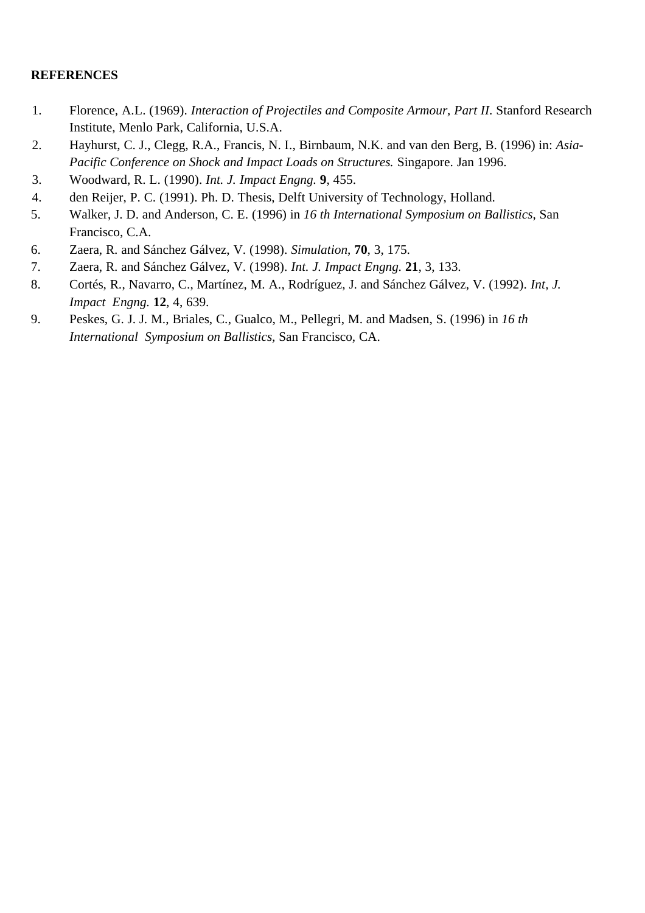**REFERENCES**

1. Florence, A.L. (1969). *Interaction of Projectiles and Composite Armour, Part II*. Stanford Research Institute, Menlo Park, California, U.S.A.
2. Hayhurst, C. J., Clegg, R.A., Francis, N. I., Birnbaum, N.K. and van den Berg, B. (1996) in: *Asia-Pacific Conference on Shock and Impact Loads on Structures.* Singapore. Jan 1996.
3. Woodward, R. L. (1990). *Int. J. Impact Engng.* **9**, 455.
4. den Reijer, P. C. (1991). Ph. D. Thesis, Delft University of Technology, Holland.
5. Walker, J. D. and Anderson, C. E. (1996) in *16 th International Symposium on Ballistics*, San Francisco, C.A.
6. Zaera, R. and Sánchez Gálvez, V. (1998). *Simulation*, **70**, 3, 175.
7. Zaera, R. and Sánchez Gálvez, V. (1998). *Int. J. Impact Engng.* **21**, 3, 133.
8. Cortés, R., Navarro, C., Martínez, M. A., Rodríguez, J. and Sánchez Gálvez, V. (1992). *Int*, *J. Impact Engng.* **12**, 4, 639.
9. Peskes, G. J. J. M., Briales, C., Gualco, M., Pellegri, M. and Madsen, S. (1996) in *16 th International Symposium on Ballistics*, San Francisco, CA.